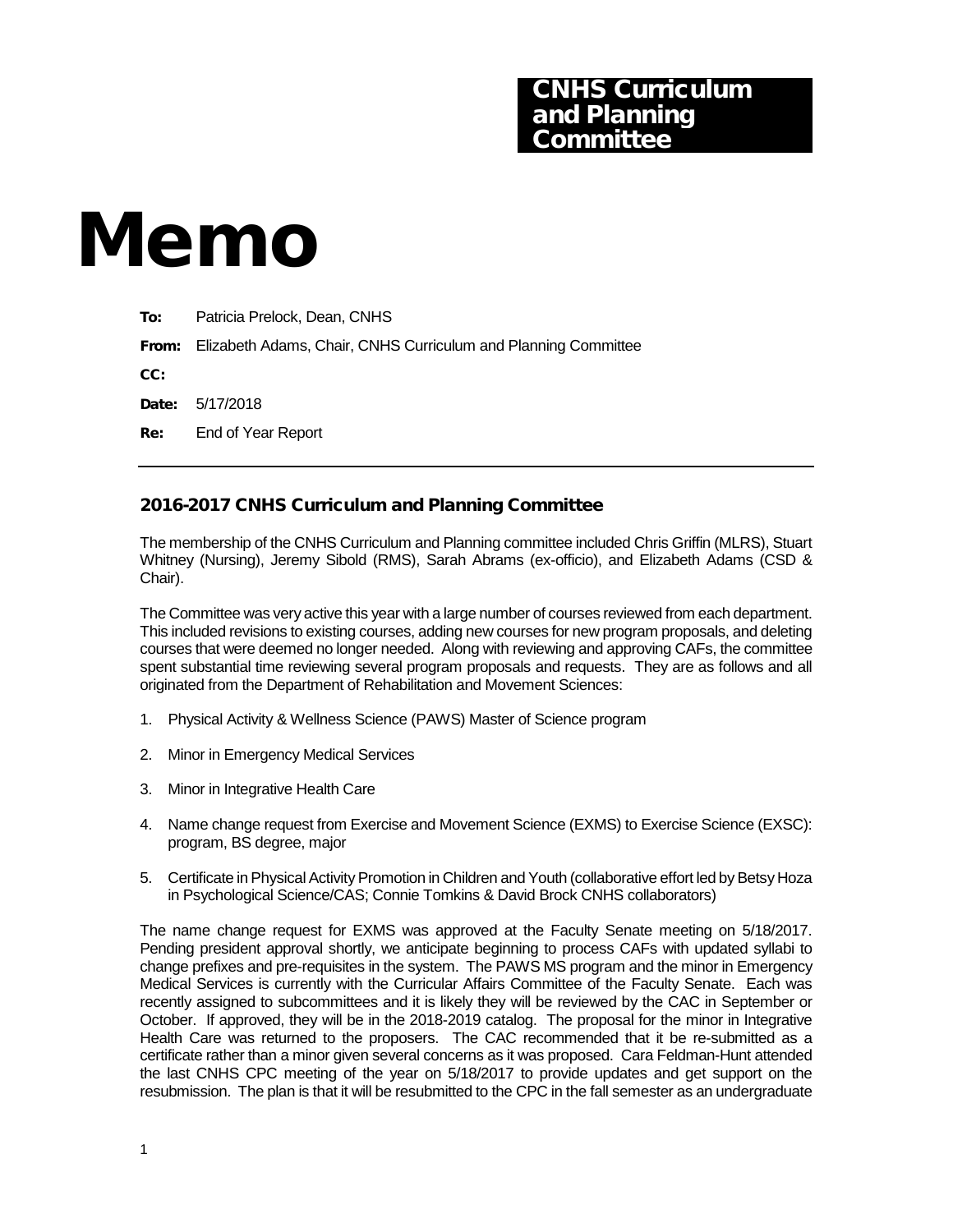**CNHS Curriculum and Planning Committee**

# Memo

**To:** Patricia Prelock, Dean, CNHS

**From:** Elizabeth Adams, Chair, CNHS Curriculum and Planning Committee

**CC:**

**Date:** 5/17/2018

**Re:** End of Year Report

---

### 2016-2017 CNHS Curriculum and Planning Committee

The membership of the CNHS Curriculum and Planning committee included Chris Griffin (MLRS), Stuart Whitney (Nursing), Jeremy Sibold (RMS), Sarah Abrams (ex-officio), and Elizabeth Adams (CSD & Chair).

The Committee was very active this year with a large number of courses reviewed from each department. This included revisions to existing courses, adding new courses for new program proposals, and deleting courses that were deemed no longer needed. Along with reviewing and approving CAFs, the committee spent substantial time reviewing several program proposals and requests. They are as follows and all originated from the Department of Rehabilitation and Movement Sciences:

1. Physical Activity & Wellness Science (PAWS) Master of Science program
2. Minor in Emergency Medical Services
3. Minor in Integrative Health Care
4. Name change request from Exercise and Movement Science (EXMS) to Exercise Science (EXSC): program, BS degree, major
5. Certificate in Physical Activity Promotion in Children and Youth (collaborative effort led by Betsy Hoza in Psychological Science/CAS; Connie Tomkins & David Brock CNHS collaborators)

The name change request for EXMS was approved at the Faculty Senate meeting on 5/18/2017. Pending president approval shortly, we anticipate beginning to process CAFs with updated syllabi to change prefixes and pre-requisites in the system. The PAWS MS program and the minor in Emergency Medical Services is currently with the Curricular Affairs Committee of the Faculty Senate. Each was recently assigned to subcommittees and it is likely they will be reviewed by the CAC in September or October. If approved, they will be in the 2018-2019 catalog. The proposal for the minor in Integrative Health Care was returned to the proposers. The CAC recommended that it be re-submitted as a certificate rather than a minor given several concerns as it was proposed. Cara Feldman-Hunt attended the last CNHS CPC meeting of the year on 5/18/2017 to provide updates and get support on the resubmission. The plan is that it will be resubmitted to the CPC in the fall semester as an undergraduate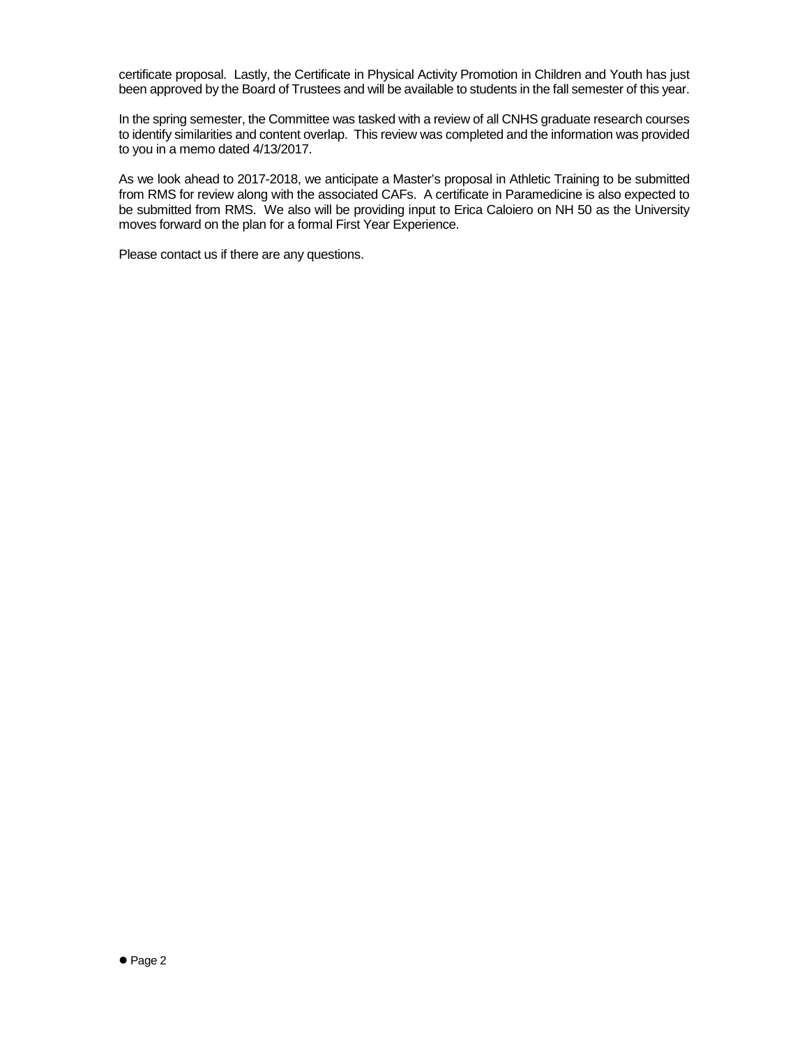certificate proposal. Lastly, the Certificate in Physical Activity Promotion in Children and Youth has just been approved by the Board of Trustees and will be available to students in the fall semester of this year.

In the spring semester, the Committee was tasked with a review of all CNHS graduate research courses to identify similarities and content overlap. This review was completed and the information was provided to you in a memo dated 4/13/2017.

As we look ahead to 2017-2018, we anticipate a Master's proposal in Athletic Training to be submitted from RMS for review along with the associated CAFs. A certificate in Paramedicine is also expected to be submitted from RMS. We also will be providing input to Erica Caloiero on NH 50 as the University moves forward on the plan for a formal First Year Experience.

Please contact us if there are any questions.